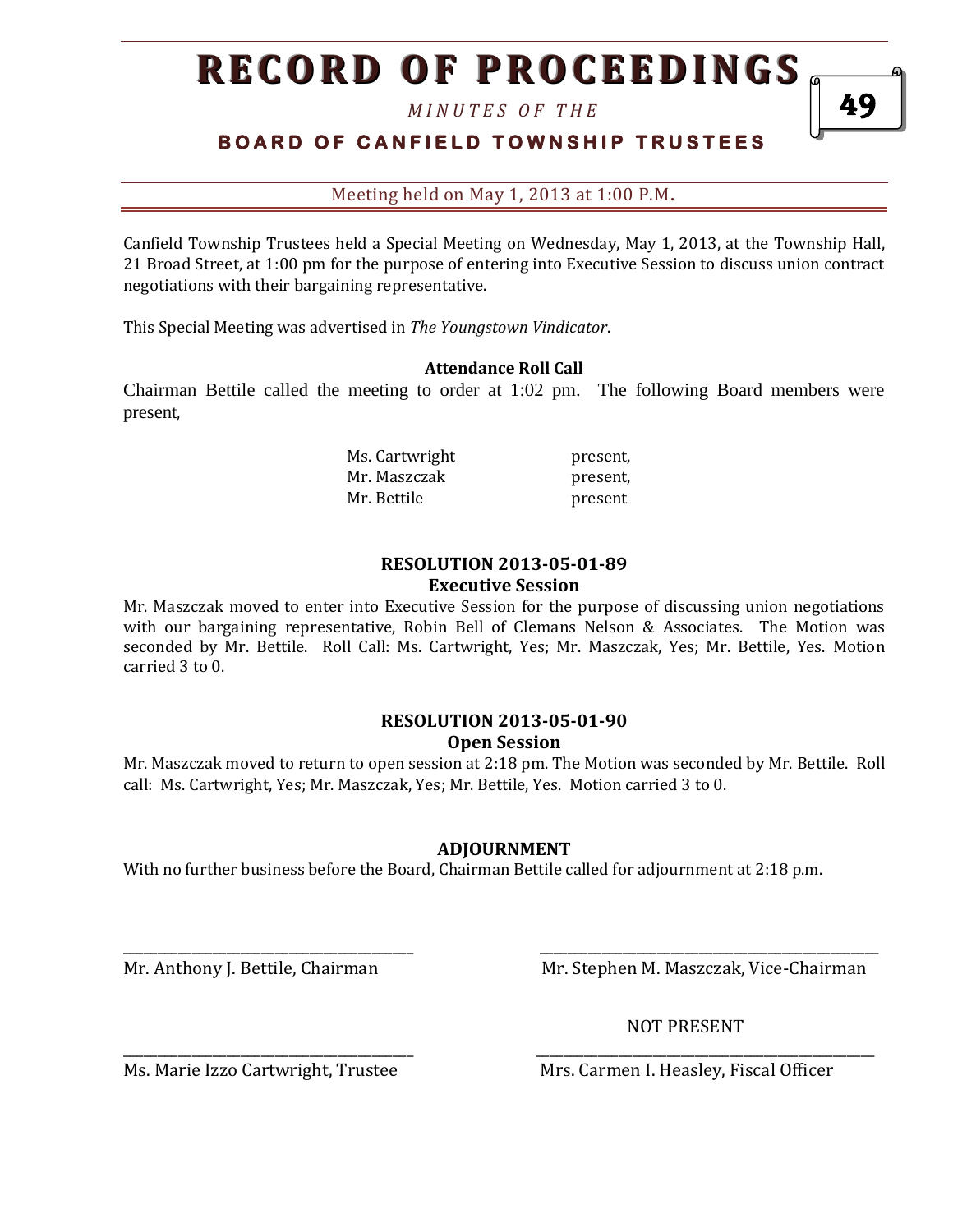# RECORD OF PROCEEDINGS

*MINUTES OF THE*

**BOARD OF CANFIELD TOWNSHIP TRUSTEES**

Meeting held on May 1, 2013 at 1:00 P.M.

Canfield Township Trustees held a Special Meeting on Wednesday, May 1, 2013, at the Township Hall, 21 Broad Street, at 1:00 pm for the purpose of entering into Executive Session to discuss union contract negotiations with their bargaining representative.

This Special Meeting was advertised in *The Youngstown Vindicator*.

**Attendance Roll Call**

Chairman Bettile called the meeting to order at 1:02 pm. The following Board members were present,

| | |
|---|---|
| Ms. Cartwright | present, |
| Mr. Maszczak | present, |
| Mr. Bettile | present |

**RESOLUTION 2013-05-01-89**
**Executive Session**

Mr. Maszczak moved to enter into Executive Session for the purpose of discussing union negotiations with our bargaining representative, Robin Bell of Clemans Nelson & Associates. The Motion was seconded by Mr. Bettile. Roll Call: Ms. Cartwright, Yes; Mr. Maszczak, Yes; Mr. Bettile, Yes. Motion carried 3 to 0.

**RESOLUTION 2013-05-01-90**
**Open Session**

Mr. Maszczak moved to return to open session at 2:18 pm. The Motion was seconded by Mr. Bettile. Roll call: Ms. Cartwright, Yes; Mr. Maszczak, Yes; Mr. Bettile, Yes. Motion carried 3 to 0.

**ADJOURNMENT**

With no further business before the Board, Chairman Bettile called for adjournment at 2:18 p.m.

\_\_\_\_\_\_\_\_\_\_\_\_\_\_\_\_\_\_\_\_\_\_\_\_\_\_\_\_\_\_\_\_\_\_\_\_
Mr. Anthony J. Bettile, Chairman

\_\_\_\_\_\_\_\_\_\_\_\_\_\_\_\_\_\_\_\_\_\_\_\_\_\_\_\_\_\_\_\_\_\_\_\_
Mr. Stephen M. Maszczak, Vice-Chairman

\_\_\_\_\_\_\_\_\_\_\_\_\_\_\_\_\_\_\_\_\_\_\_\_\_\_\_\_\_\_\_\_\_\_\_\_
Ms. Marie Izzo Cartwright, Trustee

NOT PRESENT
\_\_\_\_\_\_\_\_\_\_\_\_\_\_\_\_\_\_\_\_\_\_\_\_\_\_\_\_\_\_\_\_\_\_\_\_
Mrs. Carmen I. Heasley, Fiscal Officer